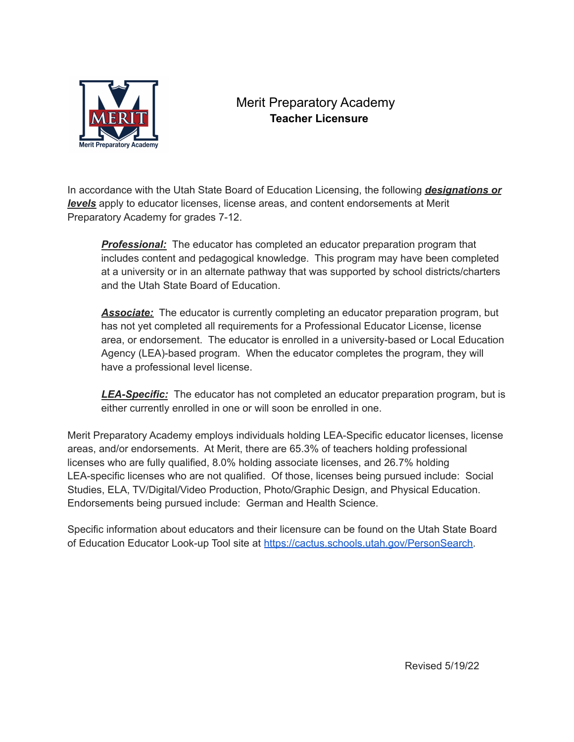# Merit Preparatory Academy

## Teacher Licensure

In accordance with the Utah State Board of Education Licensing, the following ***designations or levels*** apply to educator licenses, license areas, and content endorsements at Merit Preparatory Academy for grades 7-12.

> ***Professional:*** The educator has completed an educator preparation program that includes content and pedagogical knowledge. This program may have been completed at a university or in an alternate pathway that was supported by school districts/charters and the Utah State Board of Education.
>
> ***Associate:*** The educator is currently completing an educator preparation program, but has not yet completed all requirements for a Professional Educator License, license area, or endorsement. The educator is enrolled in a university-based or Local Education Agency (LEA)-based program. When the educator completes the program, they will have a professional level license.
>
> ***LEA-Specific:*** The educator has not completed an educator preparation program, but is either currently enrolled in one or will soon be enrolled in one.

Merit Preparatory Academy employs individuals holding LEA-Specific educator licenses, license areas, and/or endorsements. At Merit, there are 65.3% of teachers holding professional licenses who are fully qualified, 8.0% holding associate licenses, and 26.7% holding LEA-specific licenses who are not qualified. Of those, licenses being pursued include: Social Studies, ELA, TV/Digital/Video Production, Photo/Graphic Design, and Physical Education. Endorsements being pursued include: German and Health Science.

Specific information about educators and their licensure can be found on the Utah State Board of Education Educator Look-up Tool site at [https://cactus.schools.utah.gov/PersonSearch](https://cactus.schools.utah.gov/PersonSearch).

Revised 5/19/22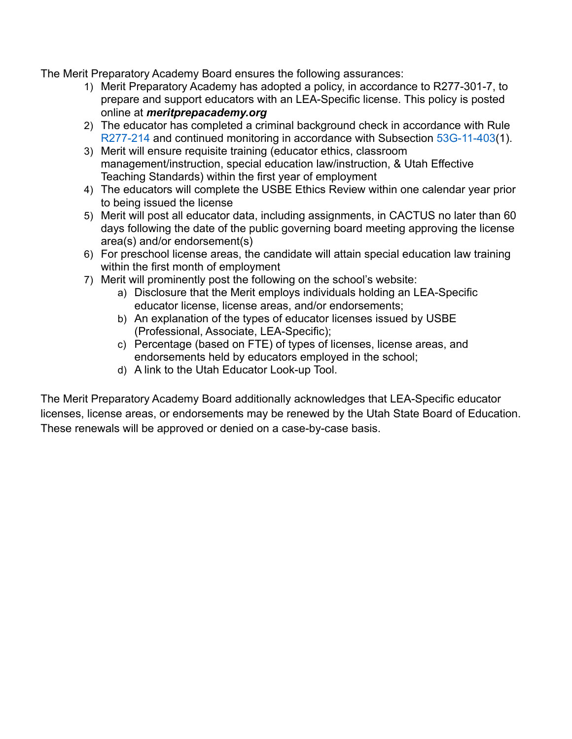The Merit Preparatory Academy Board ensures the following assurances:

1) Merit Preparatory Academy has adopted a policy, in accordance to R277-301-7, to prepare and support educators with an LEA-Specific license. This policy is posted online at ***meritprepacademy.org***
2) The educator has completed a criminal background check in accordance with Rule R277-214 and continued monitoring in accordance with Subsection 53G-11-403(1).
3) Merit will ensure requisite training (educator ethics, classroom management/instruction, special education law/instruction, & Utah Effective Teaching Standards) within the first year of employment
4) The educators will complete the USBE Ethics Review within one calendar year prior to being issued the license
5) Merit will post all educator data, including assignments, in CACTUS no later than 60 days following the date of the public governing board meeting approving the license area(s) and/or endorsement(s)
6) For preschool license areas, the candidate will attain special education law training within the first month of employment
7) Merit will prominently post the following on the school's website:
    a) Disclosure that the Merit employs individuals holding an LEA-Specific educator license, license areas, and/or endorsements;
    b) An explanation of the types of educator licenses issued by USBE (Professional, Associate, LEA-Specific);
    c) Percentage (based on FTE) of types of licenses, license areas, and endorsements held by educators employed in the school;
    d) A link to the Utah Educator Look-up Tool.

The Merit Preparatory Academy Board additionally acknowledges that LEA-Specific educator licenses, license areas, or endorsements may be renewed by the Utah State Board of Education. These renewals will be approved or denied on a case-by-case basis.